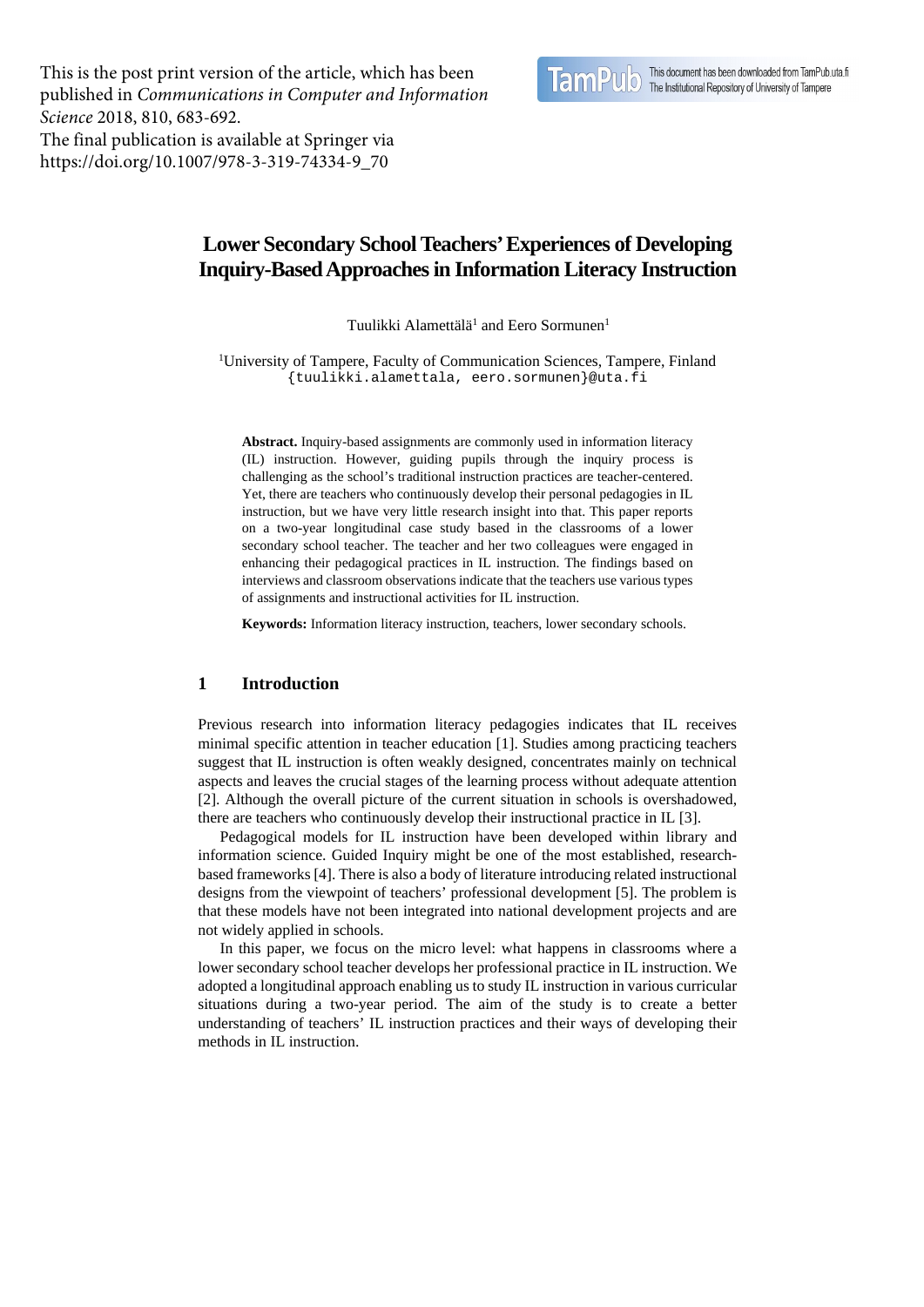This is the post print version of the article, which has been published in *Communications in Computer and Information Science* 2018, 810, 683-692.
The final publication is available at Springer via https://doi.org/10.1007/978-3-319-74334-9_70

# Lower Secondary School Teachers' Experiences of Developing Inquiry-Based Approaches in Information Literacy Instruction

Tuulikki Alamettälä[1] and Eero Sormunen[1]

[1]University of Tampere, Faculty of Communication Sciences, Tampere, Finland
{tuulikki.alamettala, eero.sormunen}@uta.fi

**Abstract.** Inquiry-based assignments are commonly used in information literacy (IL) instruction. However, guiding pupils through the inquiry process is challenging as the school's traditional instruction practices are teacher-centered. Yet, there are teachers who continuously develop their personal pedagogies in IL instruction, but we have very little research insight into that. This paper reports on a two-year longitudinal case study based in the classrooms of a lower secondary school teacher. The teacher and her two colleagues were engaged in enhancing their pedagogical practices in IL instruction. The findings based on interviews and classroom observations indicate that the teachers use various types of assignments and instructional activities for IL instruction.

**Keywords:** Information literacy instruction, teachers, lower secondary schools.

## 1 Introduction

Previous research into information literacy pedagogies indicates that IL receives minimal specific attention in teacher education [1]. Studies among practicing teachers suggest that IL instruction is often weakly designed, concentrates mainly on technical aspects and leaves the crucial stages of the learning process without adequate attention [2]. Although the overall picture of the current situation in schools is overshadowed, there are teachers who continuously develop their instructional practice in IL [3].

Pedagogical models for IL instruction have been developed within library and information science. Guided Inquiry might be one of the most established, research-based frameworks [4]. There is also a body of literature introducing related instructional designs from the viewpoint of teachers' professional development [5]. The problem is that these models have not been integrated into national development projects and are not widely applied in schools.

In this paper, we focus on the micro level: what happens in classrooms where a lower secondary school teacher develops her professional practice in IL instruction. We adopted a longitudinal approach enabling us to study IL instruction in various curricular situations during a two-year period. The aim of the study is to create a better understanding of teachers' IL instruction practices and their ways of developing their methods in IL instruction.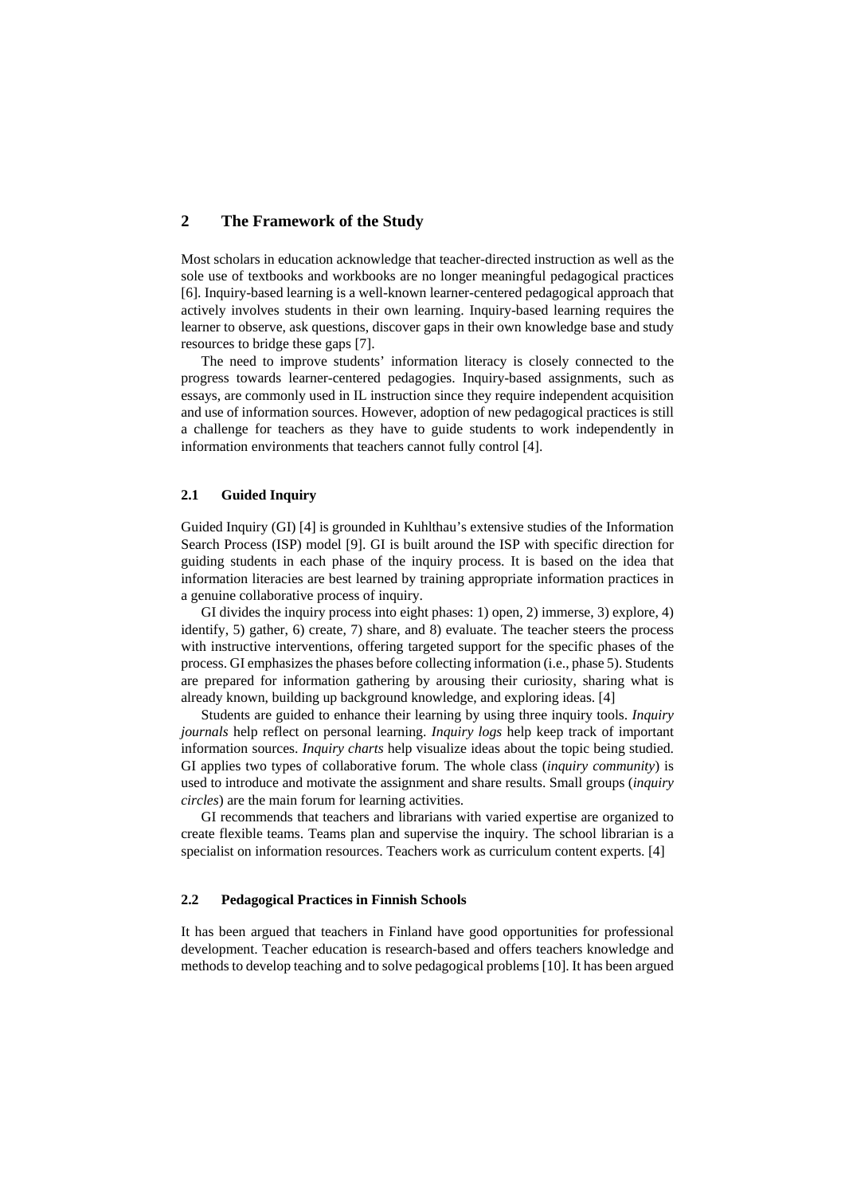## 2 The Framework of the Study

Most scholars in education acknowledge that teacher-directed instruction as well as the sole use of textbooks and workbooks are no longer meaningful pedagogical practices [6]. Inquiry-based learning is a well-known learner-centered pedagogical approach that actively involves students in their own learning. Inquiry-based learning requires the learner to observe, ask questions, discover gaps in their own knowledge base and study resources to bridge these gaps [7].

The need to improve students' information literacy is closely connected to the progress towards learner-centered pedagogies. Inquiry-based assignments, such as essays, are commonly used in IL instruction since they require independent acquisition and use of information sources. However, adoption of new pedagogical practices is still a challenge for teachers as they have to guide students to work independently in information environments that teachers cannot fully control [4].

### 2.1 Guided Inquiry

Guided Inquiry (GI) [4] is grounded in Kuhlthau's extensive studies of the Information Search Process (ISP) model [9]. GI is built around the ISP with specific direction for guiding students in each phase of the inquiry process. It is based on the idea that information literacies are best learned by training appropriate information practices in a genuine collaborative process of inquiry.

GI divides the inquiry process into eight phases: 1) open, 2) immerse, 3) explore, 4) identify, 5) gather, 6) create, 7) share, and 8) evaluate. The teacher steers the process with instructive interventions, offering targeted support for the specific phases of the process. GI emphasizes the phases before collecting information (i.e., phase 5). Students are prepared for information gathering by arousing their curiosity, sharing what is already known, building up background knowledge, and exploring ideas. [4]

Students are guided to enhance their learning by using three inquiry tools. *Inquiry journals* help reflect on personal learning. *Inquiry logs* help keep track of important information sources. *Inquiry charts* help visualize ideas about the topic being studied. GI applies two types of collaborative forum. The whole class (*inquiry community*) is used to introduce and motivate the assignment and share results. Small groups (*inquiry circles*) are the main forum for learning activities.

GI recommends that teachers and librarians with varied expertise are organized to create flexible teams. Teams plan and supervise the inquiry. The school librarian is a specialist on information resources. Teachers work as curriculum content experts. [4]

### 2.2 Pedagogical Practices in Finnish Schools

It has been argued that teachers in Finland have good opportunities for professional development. Teacher education is research-based and offers teachers knowledge and methods to develop teaching and to solve pedagogical problems [10]. It has been argued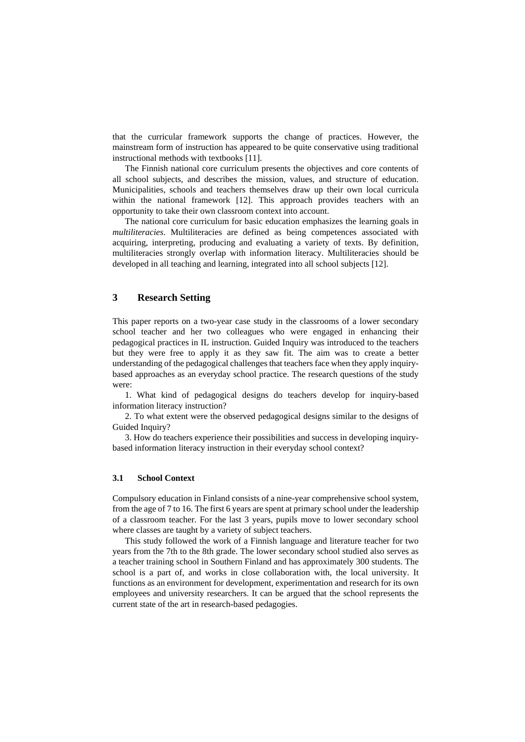that the curricular framework supports the change of practices. However, the mainstream form of instruction has appeared to be quite conservative using traditional instructional methods with textbooks [11].

The Finnish national core curriculum presents the objectives and core contents of all school subjects, and describes the mission, values, and structure of education. Municipalities, schools and teachers themselves draw up their own local curricula within the national framework [12]. This approach provides teachers with an opportunity to take their own classroom context into account.

The national core curriculum for basic education emphasizes the learning goals in *multiliteracies*. Multiliteracies are defined as being competences associated with acquiring, interpreting, producing and evaluating a variety of texts. By definition, multiliteracies strongly overlap with information literacy. Multiliteracies should be developed in all teaching and learning, integrated into all school subjects [12].

## 3 Research Setting

This paper reports on a two-year case study in the classrooms of a lower secondary school teacher and her two colleagues who were engaged in enhancing their pedagogical practices in IL instruction. Guided Inquiry was introduced to the teachers but they were free to apply it as they saw fit. The aim was to create a better understanding of the pedagogical challenges that teachers face when they apply inquiry-based approaches as an everyday school practice. The research questions of the study were:

1. What kind of pedagogical designs do teachers develop for inquiry-based information literacy instruction?

2. To what extent were the observed pedagogical designs similar to the designs of Guided Inquiry?

3. How do teachers experience their possibilities and success in developing inquiry-based information literacy instruction in their everyday school context?

### 3.1 School Context

Compulsory education in Finland consists of a nine-year comprehensive school system, from the age of 7 to 16. The first 6 years are spent at primary school under the leadership of a classroom teacher. For the last 3 years, pupils move to lower secondary school where classes are taught by a variety of subject teachers.

This study followed the work of a Finnish language and literature teacher for two years from the 7th to the 8th grade. The lower secondary school studied also serves as a teacher training school in Southern Finland and has approximately 300 students. The school is a part of, and works in close collaboration with, the local university. It functions as an environment for development, experimentation and research for its own employees and university researchers. It can be argued that the school represents the current state of the art in research-based pedagogies.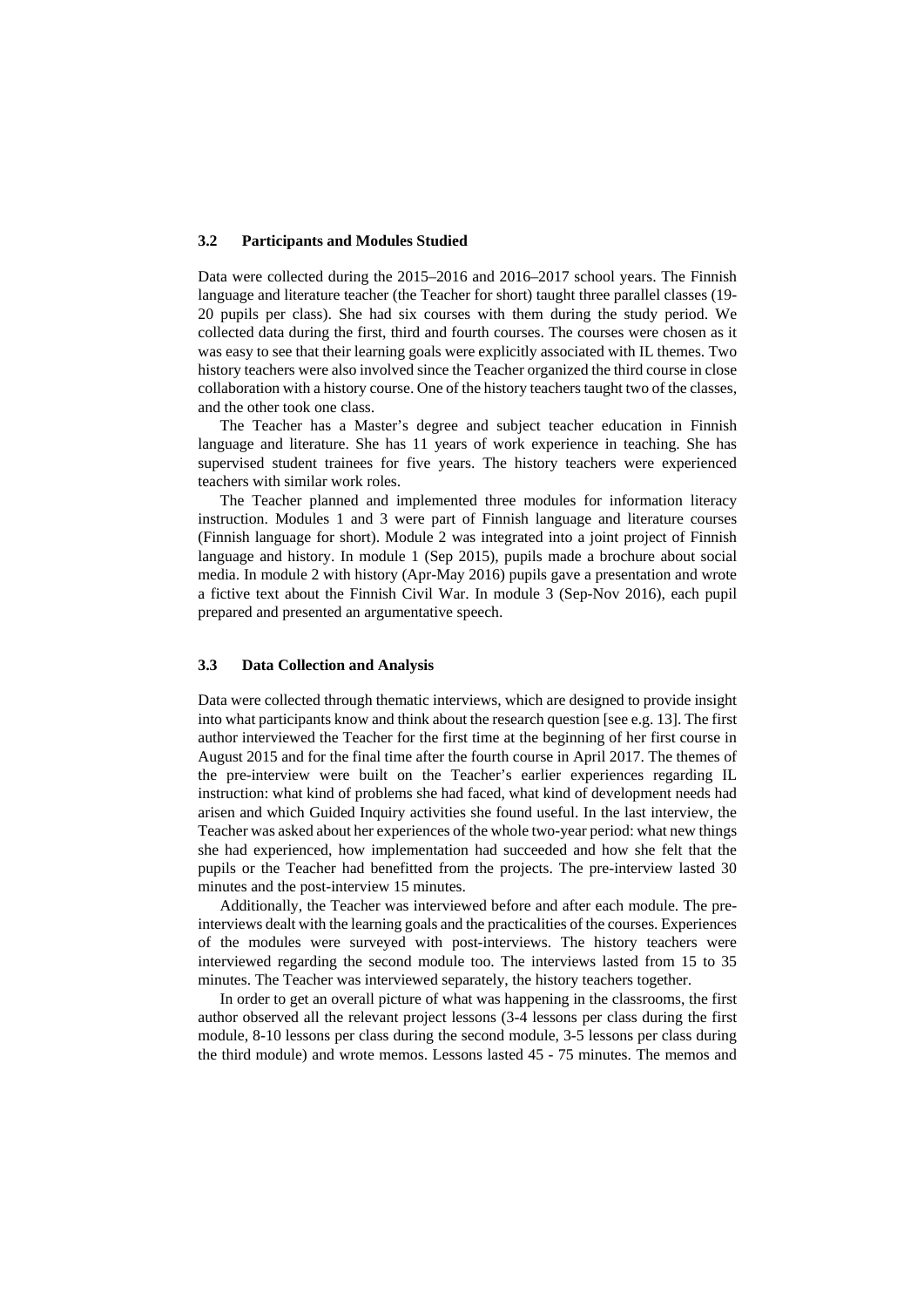### 3.2 Participants and Modules Studied

Data were collected during the 2015–2016 and 2016–2017 school years. The Finnish language and literature teacher (the Teacher for short) taught three parallel classes (19-20 pupils per class). She had six courses with them during the study period. We collected data during the first, third and fourth courses. The courses were chosen as it was easy to see that their learning goals were explicitly associated with IL themes. Two history teachers were also involved since the Teacher organized the third course in close collaboration with a history course. One of the history teachers taught two of the classes, and the other took one class.

The Teacher has a Master's degree and subject teacher education in Finnish language and literature. She has 11 years of work experience in teaching. She has supervised student trainees for five years. The history teachers were experienced teachers with similar work roles.

The Teacher planned and implemented three modules for information literacy instruction. Modules 1 and 3 were part of Finnish language and literature courses (Finnish language for short). Module 2 was integrated into a joint project of Finnish language and history. In module 1 (Sep 2015), pupils made a brochure about social media. In module 2 with history (Apr-May 2016) pupils gave a presentation and wrote a fictive text about the Finnish Civil War. In module 3 (Sep-Nov 2016), each pupil prepared and presented an argumentative speech.

### 3.3 Data Collection and Analysis

Data were collected through thematic interviews, which are designed to provide insight into what participants know and think about the research question [see e.g. 13]. The first author interviewed the Teacher for the first time at the beginning of her first course in August 2015 and for the final time after the fourth course in April 2017. The themes of the pre-interview were built on the Teacher's earlier experiences regarding IL instruction: what kind of problems she had faced, what kind of development needs had arisen and which Guided Inquiry activities she found useful. In the last interview, the Teacher was asked about her experiences of the whole two-year period: what new things she had experienced, how implementation had succeeded and how she felt that the pupils or the Teacher had benefitted from the projects. The pre-interview lasted 30 minutes and the post-interview 15 minutes.

Additionally, the Teacher was interviewed before and after each module. The pre-interviews dealt with the learning goals and the practicalities of the courses. Experiences of the modules were surveyed with post-interviews. The history teachers were interviewed regarding the second module too. The interviews lasted from 15 to 35 minutes. The Teacher was interviewed separately, the history teachers together.

In order to get an overall picture of what was happening in the classrooms, the first author observed all the relevant project lessons (3-4 lessons per class during the first module, 8-10 lessons per class during the second module, 3-5 lessons per class during the third module) and wrote memos. Lessons lasted 45 - 75 minutes. The memos and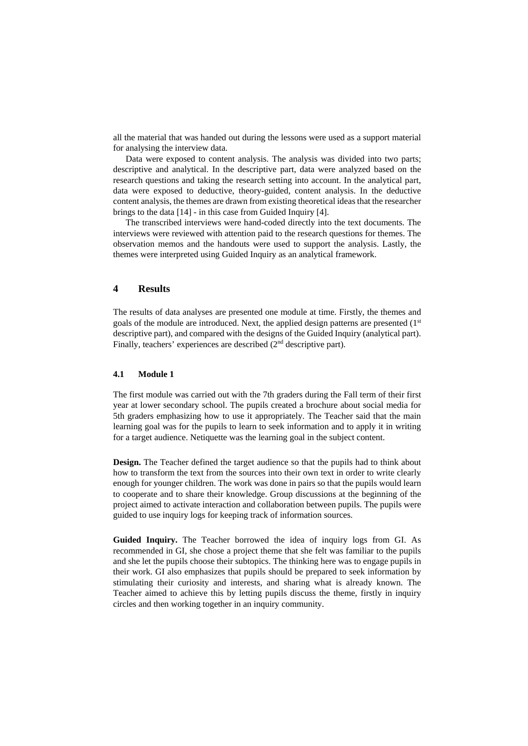all the material that was handed out during the lessons were used as a support material for analysing the interview data.

Data were exposed to content analysis. The analysis was divided into two parts; descriptive and analytical. In the descriptive part, data were analyzed based on the research questions and taking the research setting into account. In the analytical part, data were exposed to deductive, theory-guided, content analysis. In the deductive content analysis, the themes are drawn from existing theoretical ideas that the researcher brings to the data [14] - in this case from Guided Inquiry [4].

The transcribed interviews were hand-coded directly into the text documents. The interviews were reviewed with attention paid to the research questions for themes. The observation memos and the handouts were used to support the analysis. Lastly, the themes were interpreted using Guided Inquiry as an analytical framework.

## 4 Results

The results of data analyses are presented one module at time. Firstly, the themes and goals of the module are introduced. Next, the applied design patterns are presented (1st descriptive part), and compared with the designs of the Guided Inquiry (analytical part). Finally, teachers' experiences are described (2nd descriptive part).

### 4.1 Module 1

The first module was carried out with the 7th graders during the Fall term of their first year at lower secondary school. The pupils created a brochure about social media for 5th graders emphasizing how to use it appropriately. The Teacher said that the main learning goal was for the pupils to learn to seek information and to apply it in writing for a target audience. Netiquette was the learning goal in the subject content.

**Design.** The Teacher defined the target audience so that the pupils had to think about how to transform the text from the sources into their own text in order to write clearly enough for younger children. The work was done in pairs so that the pupils would learn to cooperate and to share their knowledge. Group discussions at the beginning of the project aimed to activate interaction and collaboration between pupils. The pupils were guided to use inquiry logs for keeping track of information sources.

**Guided Inquiry.** The Teacher borrowed the idea of inquiry logs from GI. As recommended in GI, she chose a project theme that she felt was familiar to the pupils and she let the pupils choose their subtopics. The thinking here was to engage pupils in their work. GI also emphasizes that pupils should be prepared to seek information by stimulating their curiosity and interests, and sharing what is already known. The Teacher aimed to achieve this by letting pupils discuss the theme, firstly in inquiry circles and then working together in an inquiry community.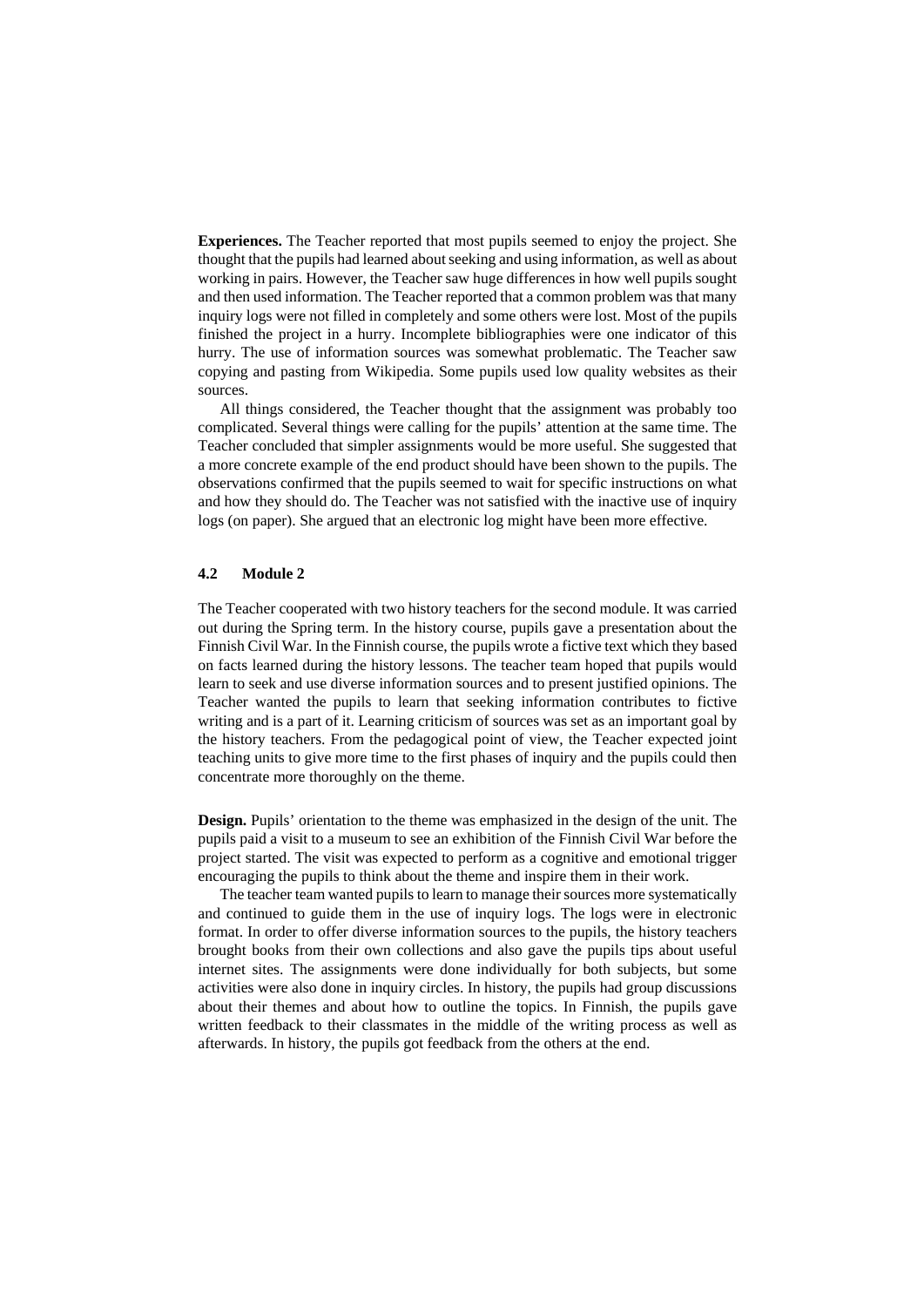**Experiences.** The Teacher reported that most pupils seemed to enjoy the project. She thought that the pupils had learned about seeking and using information, as well as about working in pairs. However, the Teacher saw huge differences in how well pupils sought and then used information. The Teacher reported that a common problem was that many inquiry logs were not filled in completely and some others were lost. Most of the pupils finished the project in a hurry. Incomplete bibliographies were one indicator of this hurry. The use of information sources was somewhat problematic. The Teacher saw copying and pasting from Wikipedia. Some pupils used low quality websites as their sources.

All things considered, the Teacher thought that the assignment was probably too complicated. Several things were calling for the pupils' attention at the same time. The Teacher concluded that simpler assignments would be more useful. She suggested that a more concrete example of the end product should have been shown to the pupils. The observations confirmed that the pupils seemed to wait for specific instructions on what and how they should do. The Teacher was not satisfied with the inactive use of inquiry logs (on paper). She argued that an electronic log might have been more effective.

### 4.2 Module 2

The Teacher cooperated with two history teachers for the second module. It was carried out during the Spring term. In the history course, pupils gave a presentation about the Finnish Civil War. In the Finnish course, the pupils wrote a fictive text which they based on facts learned during the history lessons. The teacher team hoped that pupils would learn to seek and use diverse information sources and to present justified opinions. The Teacher wanted the pupils to learn that seeking information contributes to fictive writing and is a part of it. Learning criticism of sources was set as an important goal by the history teachers. From the pedagogical point of view, the Teacher expected joint teaching units to give more time to the first phases of inquiry and the pupils could then concentrate more thoroughly on the theme.

**Design.** Pupils' orientation to the theme was emphasized in the design of the unit. The pupils paid a visit to a museum to see an exhibition of the Finnish Civil War before the project started. The visit was expected to perform as a cognitive and emotional trigger encouraging the pupils to think about the theme and inspire them in their work.

The teacher team wanted pupils to learn to manage their sources more systematically and continued to guide them in the use of inquiry logs. The logs were in electronic format. In order to offer diverse information sources to the pupils, the history teachers brought books from their own collections and also gave the pupils tips about useful internet sites. The assignments were done individually for both subjects, but some activities were also done in inquiry circles. In history, the pupils had group discussions about their themes and about how to outline the topics. In Finnish, the pupils gave written feedback to their classmates in the middle of the writing process as well as afterwards. In history, the pupils got feedback from the others at the end.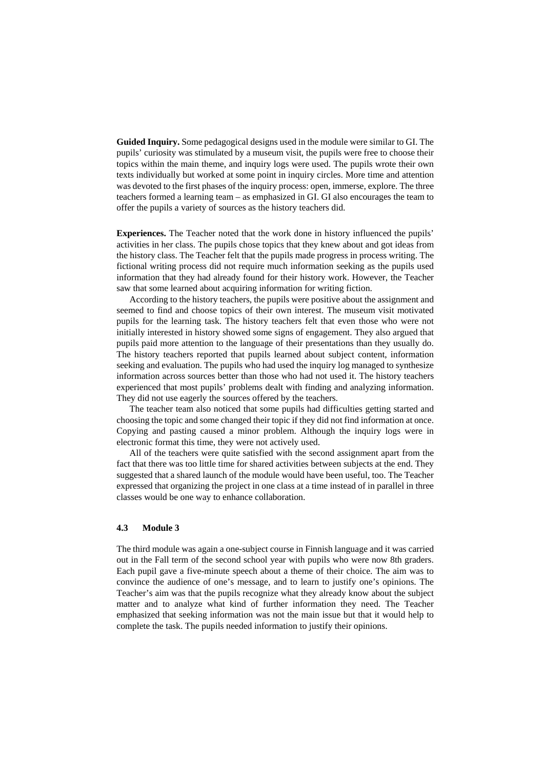**Guided Inquiry.** Some pedagogical designs used in the module were similar to GI. The pupils' curiosity was stimulated by a museum visit, the pupils were free to choose their topics within the main theme, and inquiry logs were used. The pupils wrote their own texts individually but worked at some point in inquiry circles. More time and attention was devoted to the first phases of the inquiry process: open, immerse, explore. The three teachers formed a learning team – as emphasized in GI. GI also encourages the team to offer the pupils a variety of sources as the history teachers did.

**Experiences.** The Teacher noted that the work done in history influenced the pupils' activities in her class. The pupils chose topics that they knew about and got ideas from the history class. The Teacher felt that the pupils made progress in process writing. The fictional writing process did not require much information seeking as the pupils used information that they had already found for their history work. However, the Teacher saw that some learned about acquiring information for writing fiction.

According to the history teachers, the pupils were positive about the assignment and seemed to find and choose topics of their own interest. The museum visit motivated pupils for the learning task. The history teachers felt that even those who were not initially interested in history showed some signs of engagement. They also argued that pupils paid more attention to the language of their presentations than they usually do. The history teachers reported that pupils learned about subject content, information seeking and evaluation. The pupils who had used the inquiry log managed to synthesize information across sources better than those who had not used it. The history teachers experienced that most pupils' problems dealt with finding and analyzing information. They did not use eagerly the sources offered by the teachers.

The teacher team also noticed that some pupils had difficulties getting started and choosing the topic and some changed their topic if they did not find information at once. Copying and pasting caused a minor problem. Although the inquiry logs were in electronic format this time, they were not actively used.

All of the teachers were quite satisfied with the second assignment apart from the fact that there was too little time for shared activities between subjects at the end. They suggested that a shared launch of the module would have been useful, too. The Teacher expressed that organizing the project in one class at a time instead of in parallel in three classes would be one way to enhance collaboration.

### 4.3 Module 3

The third module was again a one-subject course in Finnish language and it was carried out in the Fall term of the second school year with pupils who were now 8th graders. Each pupil gave a five-minute speech about a theme of their choice. The aim was to convince the audience of one's message, and to learn to justify one's opinions. The Teacher's aim was that the pupils recognize what they already know about the subject matter and to analyze what kind of further information they need. The Teacher emphasized that seeking information was not the main issue but that it would help to complete the task. The pupils needed information to justify their opinions.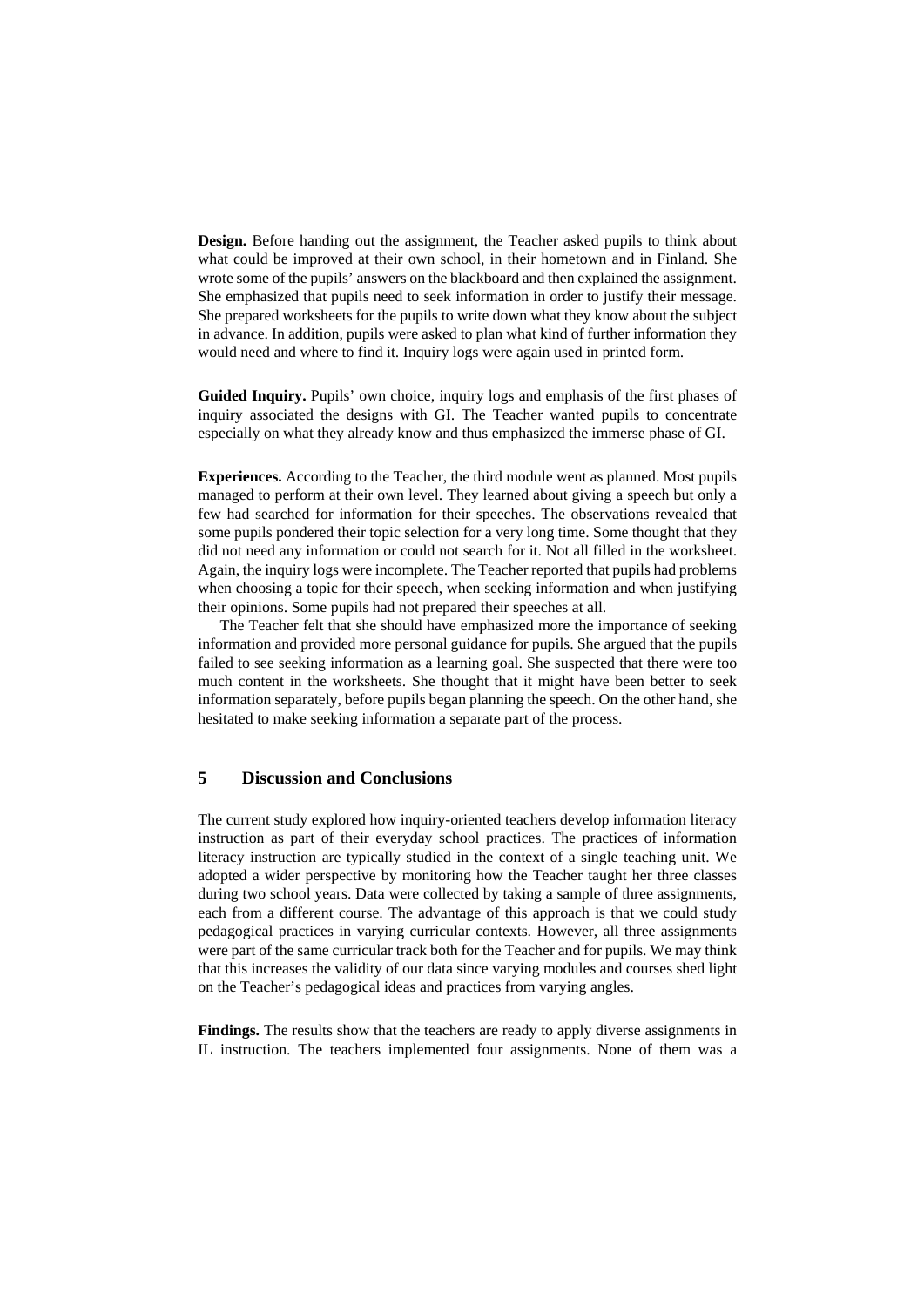**Design.** Before handing out the assignment, the Teacher asked pupils to think about what could be improved at their own school, in their hometown and in Finland. She wrote some of the pupils' answers on the blackboard and then explained the assignment. She emphasized that pupils need to seek information in order to justify their message. She prepared worksheets for the pupils to write down what they know about the subject in advance. In addition, pupils were asked to plan what kind of further information they would need and where to find it. Inquiry logs were again used in printed form.

**Guided Inquiry.** Pupils' own choice, inquiry logs and emphasis of the first phases of inquiry associated the designs with GI. The Teacher wanted pupils to concentrate especially on what they already know and thus emphasized the immerse phase of GI.

**Experiences.** According to the Teacher, the third module went as planned. Most pupils managed to perform at their own level. They learned about giving a speech but only a few had searched for information for their speeches. The observations revealed that some pupils pondered their topic selection for a very long time. Some thought that they did not need any information or could not search for it. Not all filled in the worksheet. Again, the inquiry logs were incomplete. The Teacher reported that pupils had problems when choosing a topic for their speech, when seeking information and when justifying their opinions. Some pupils had not prepared their speeches at all.

The Teacher felt that she should have emphasized more the importance of seeking information and provided more personal guidance for pupils. She argued that the pupils failed to see seeking information as a learning goal. She suspected that there were too much content in the worksheets. She thought that it might have been better to seek information separately, before pupils began planning the speech. On the other hand, she hesitated to make seeking information a separate part of the process.

## 5 Discussion and Conclusions

The current study explored how inquiry-oriented teachers develop information literacy instruction as part of their everyday school practices. The practices of information literacy instruction are typically studied in the context of a single teaching unit. We adopted a wider perspective by monitoring how the Teacher taught her three classes during two school years. Data were collected by taking a sample of three assignments, each from a different course. The advantage of this approach is that we could study pedagogical practices in varying curricular contexts. However, all three assignments were part of the same curricular track both for the Teacher and for pupils. We may think that this increases the validity of our data since varying modules and courses shed light on the Teacher's pedagogical ideas and practices from varying angles.

**Findings.** The results show that the teachers are ready to apply diverse assignments in IL instruction. The teachers implemented four assignments. None of them was a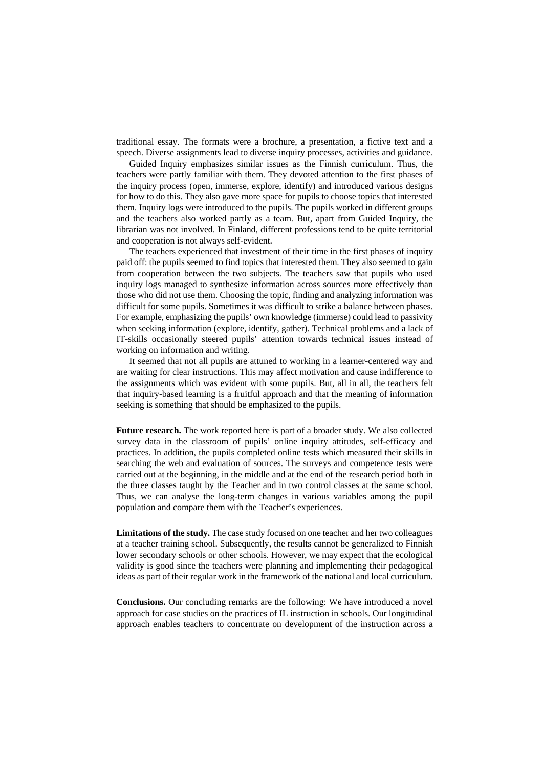traditional essay. The formats were a brochure, a presentation, a fictive text and a speech. Diverse assignments lead to diverse inquiry processes, activities and guidance.

Guided Inquiry emphasizes similar issues as the Finnish curriculum. Thus, the teachers were partly familiar with them. They devoted attention to the first phases of the inquiry process (open, immerse, explore, identify) and introduced various designs for how to do this. They also gave more space for pupils to choose topics that interested them. Inquiry logs were introduced to the pupils. The pupils worked in different groups and the teachers also worked partly as a team. But, apart from Guided Inquiry, the librarian was not involved. In Finland, different professions tend to be quite territorial and cooperation is not always self-evident.

The teachers experienced that investment of their time in the first phases of inquiry paid off: the pupils seemed to find topics that interested them. They also seemed to gain from cooperation between the two subjects. The teachers saw that pupils who used inquiry logs managed to synthesize information across sources more effectively than those who did not use them. Choosing the topic, finding and analyzing information was difficult for some pupils. Sometimes it was difficult to strike a balance between phases. For example, emphasizing the pupils' own knowledge (immerse) could lead to passivity when seeking information (explore, identify, gather). Technical problems and a lack of IT-skills occasionally steered pupils' attention towards technical issues instead of working on information and writing.

It seemed that not all pupils are attuned to working in a learner-centered way and are waiting for clear instructions. This may affect motivation and cause indifference to the assignments which was evident with some pupils. But, all in all, the teachers felt that inquiry-based learning is a fruitful approach and that the meaning of information seeking is something that should be emphasized to the pupils.

**Future research.** The work reported here is part of a broader study. We also collected survey data in the classroom of pupils' online inquiry attitudes, self-efficacy and practices. In addition, the pupils completed online tests which measured their skills in searching the web and evaluation of sources. The surveys and competence tests were carried out at the beginning, in the middle and at the end of the research period both in the three classes taught by the Teacher and in two control classes at the same school. Thus, we can analyse the long-term changes in various variables among the pupil population and compare them with the Teacher's experiences.

**Limitations of the study.** The case study focused on one teacher and her two colleagues at a teacher training school. Subsequently, the results cannot be generalized to Finnish lower secondary schools or other schools. However, we may expect that the ecological validity is good since the teachers were planning and implementing their pedagogical ideas as part of their regular work in the framework of the national and local curriculum.

**Conclusions.** Our concluding remarks are the following: We have introduced a novel approach for case studies on the practices of IL instruction in schools. Our longitudinal approach enables teachers to concentrate on development of the instruction across a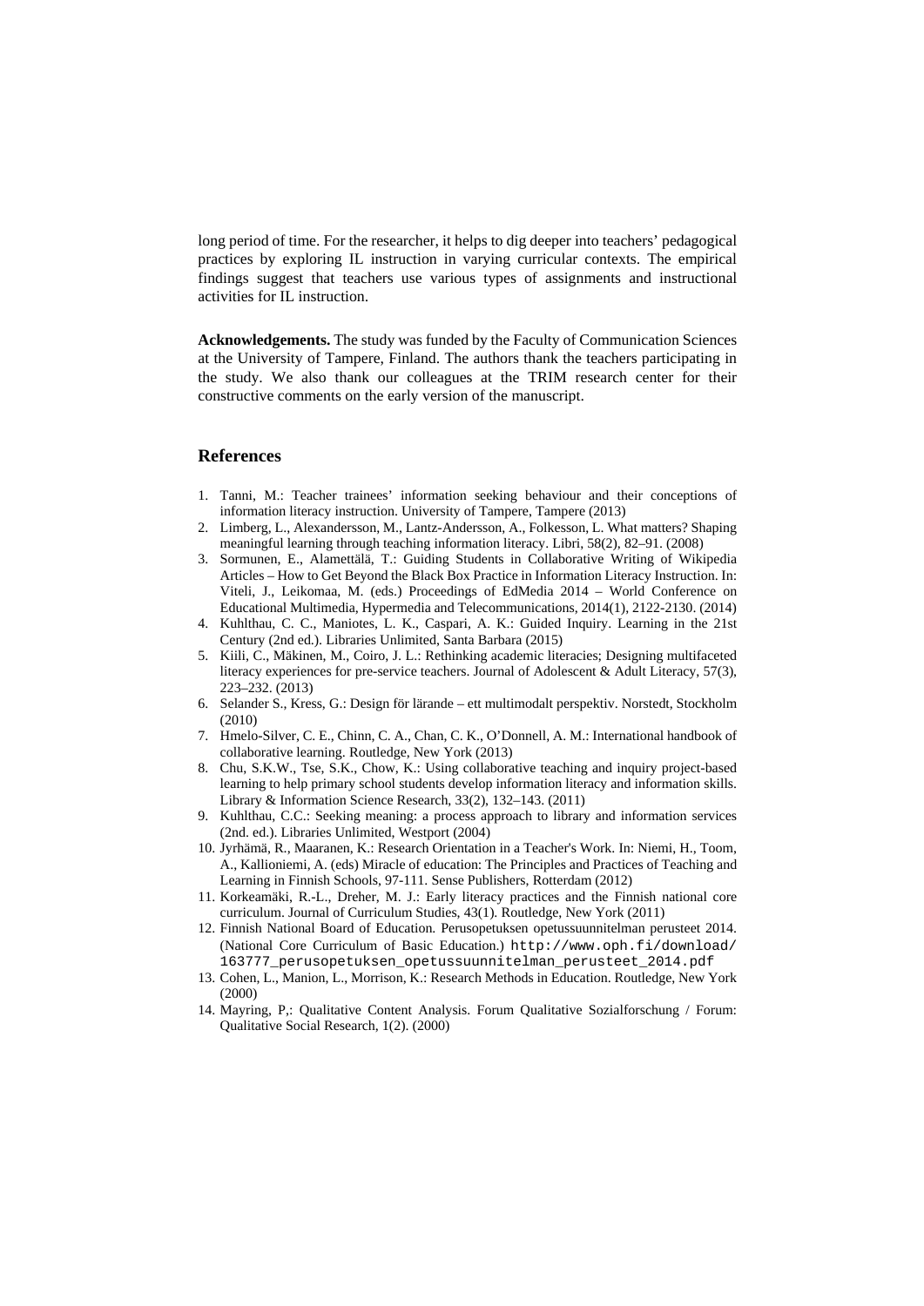long period of time. For the researcher, it helps to dig deeper into teachers' pedagogical practices by exploring IL instruction in varying curricular contexts. The empirical findings suggest that teachers use various types of assignments and instructional activities for IL instruction.

**Acknowledgements.** The study was funded by the Faculty of Communication Sciences at the University of Tampere, Finland. The authors thank the teachers participating in the study. We also thank our colleagues at the TRIM research center for their constructive comments on the early version of the manuscript.

## References

1. Tanni, M.: Teacher trainees' information seeking behaviour and their conceptions of information literacy instruction. University of Tampere, Tampere (2013)
2. Limberg, L., Alexandersson, M., Lantz-Andersson, A., Folkesson, L. What matters? Shaping meaningful learning through teaching information literacy. Libri, 58(2), 82–91. (2008)
3. Sormunen, E., Alamettälä, T.: Guiding Students in Collaborative Writing of Wikipedia Articles – How to Get Beyond the Black Box Practice in Information Literacy Instruction. In: Viteli, J., Leikomaa, M. (eds.) Proceedings of EdMedia 2014 – World Conference on Educational Multimedia, Hypermedia and Telecommunications, 2014(1), 2122-2130. (2014)
4. Kuhlthau, C. C., Maniotes, L. K., Caspari, A. K.: Guided Inquiry. Learning in the 21st Century (2nd ed.). Libraries Unlimited, Santa Barbara (2015)
5. Kiili, C., Mäkinen, M., Coiro, J. L.: Rethinking academic literacies; Designing multifaceted literacy experiences for pre-service teachers. Journal of Adolescent & Adult Literacy, 57(3), 223–232. (2013)
6. Selander S., Kress, G.: Design för lärande – ett multimodalt perspektiv. Norstedt, Stockholm (2010)
7. Hmelo-Silver, C. E., Chinn, C. A., Chan, C. K., O'Donnell, A. M.: International handbook of collaborative learning. Routledge, New York (2013)
8. Chu, S.K.W., Tse, S.K., Chow, K.: Using collaborative teaching and inquiry project-based learning to help primary school students develop information literacy and information skills. Library & Information Science Research, 33(2), 132–143. (2011)
9. Kuhlthau, C.C.: Seeking meaning: a process approach to library and information services (2nd. ed.). Libraries Unlimited, Westport (2004)
10. Jyrhämä, R., Maaranen, K.: Research Orientation in a Teacher's Work. In: Niemi, H., Toom, A., Kallioniemi, A. (eds) Miracle of education: The Principles and Practices of Teaching and Learning in Finnish Schools, 97-111. Sense Publishers, Rotterdam (2012)
11. Korkeamäki, R.-L., Dreher, M. J.: Early literacy practices and the Finnish national core curriculum. Journal of Curriculum Studies, 43(1). Routledge, New York (2011)
12. Finnish National Board of Education. Perusopetuksen opetussuunnitelman perusteet 2014. (National Core Curriculum of Basic Education.) http://www.oph.fi/download/163777_perusopetuksen_opetussuunnitelman_perusteet_2014.pdf
13. Cohen, L., Manion, L., Morrison, K.: Research Methods in Education. Routledge, New York (2000)
14. Mayring, P,: Qualitative Content Analysis. Forum Qualitative Sozialforschung / Forum: Qualitative Social Research, 1(2). (2000)